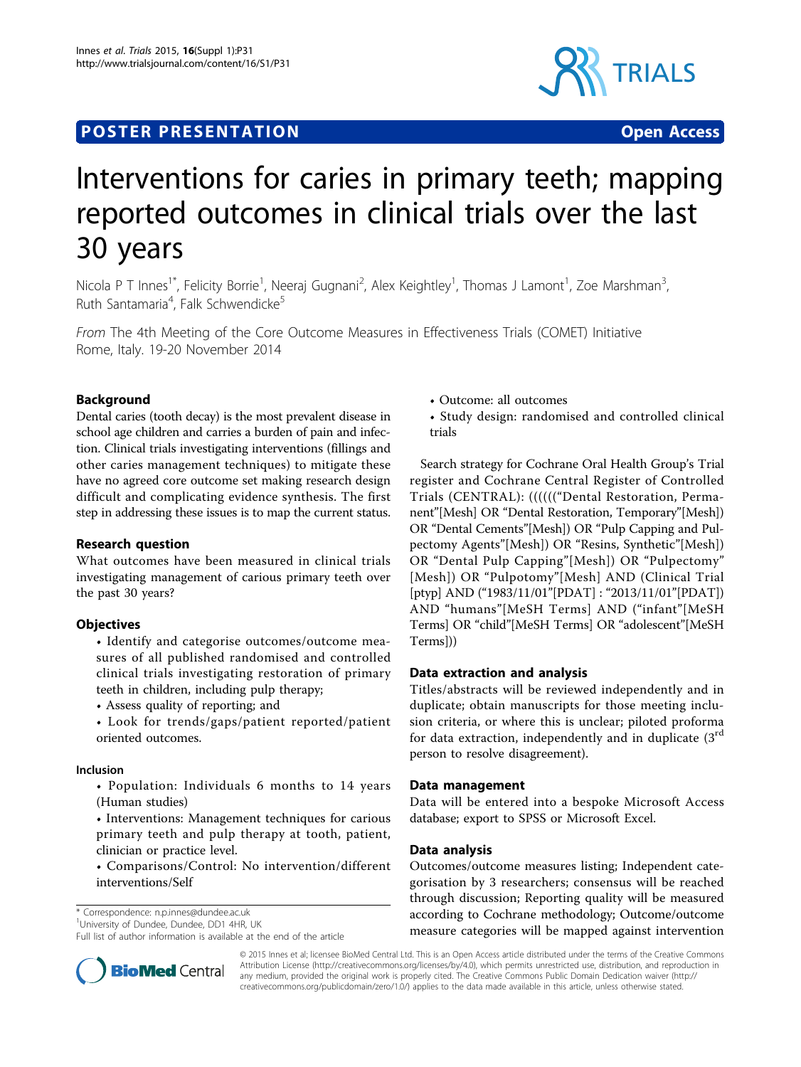POSTER PRESENTATION Open Access

# Interventions for caries in primary teeth; mapping reported outcomes in clinical trials over the last 30 years

Nicola P T Innes[1*], Felicity Borrie[1], Neeraj Gugnani[2], Alex Keightley[1], Thomas J Lamont[1], Zoe Marshman[3], Ruth Santamaria[4], Falk Schwendicke[5]

*From* The 4th Meeting of the Core Outcome Measures in Effectiveness Trials (COMET) Initiative
Rome, Italy. 19-20 November 2014

## Background

Dental caries (tooth decay) is the most prevalent disease in school age children and carries a burden of pain and infection. Clinical trials investigating interventions (fillings and other caries management techniques) to mitigate these have no agreed core outcome set making research design difficult and complicating evidence synthesis. The first step in addressing these issues is to map the current status.

## Research question

What outcomes have been measured in clinical trials investigating management of carious primary teeth over the past 30 years?

## Objectives

- Identify and categorise outcomes/outcome measures of all published randomised and controlled clinical trials investigating restoration of primary teeth in children, including pulp therapy;
- Assess quality of reporting; and
- Look for trends/gaps/patient reported/patient oriented outcomes.

### Inclusion

- Population: Individuals 6 months to 14 years (Human studies)
- Interventions: Management techniques for carious primary teeth and pulp therapy at tooth, patient, clinician or practice level.
- Comparisons/Control: No intervention/different interventions/Self
- Outcome: all outcomes
- Study design: randomised and controlled clinical trials

Search strategy for Cochrane Oral Health Group's Trial register and Cochrane Central Register of Controlled Trials (CENTRAL): ((((((“Dental Restoration, Permanent”[Mesh] OR “Dental Restoration, Temporary”[Mesh]) OR “Dental Cements”[Mesh]) OR “Pulp Capping and Pulpectomy Agents”[Mesh]) OR “Resins, Synthetic”[Mesh]) OR “Dental Pulp Capping”[Mesh]) OR “Pulpectomy”[Mesh]) OR “Pulpotomy”[Mesh] AND (Clinical Trial [ptyp] AND (“1983/11/01”[PDAT] : “2013/11/01”[PDAT]) AND “humans”[MeSH Terms] AND (“infant”[MeSH Terms] OR “child”[MeSH Terms] OR “adolescent”[MeSH Terms]))

## Data extraction and analysis

Titles/abstracts will be reviewed independently and in duplicate; obtain manuscripts for those meeting inclusion criteria, or where this is unclear; piloted proforma for data extraction, independently and in duplicate (3rd person to resolve disagreement).

## Data management

Data will be entered into a bespoke Microsoft Access database; export to SPSS or Microsoft Excel.

## Data analysis

Outcomes/outcome measures listing; Independent categorisation by 3 researchers; consensus will be reached through discussion; Reporting quality will be measured according to Cochrane methodology; Outcome/outcome measure categories will be mapped against intervention

\* Correspondence: n.p.innes@dundee.ac.uk
[1]University of Dundee, Dundee, DD1 4HR, UK
Full list of author information is available at the end of the article

© 2015 Innes et al; licensee BioMed Central Ltd. This is an Open Access article distributed under the terms of the Creative Commons Attribution License (http://creativecommons.org/licenses/by/4.0), which permits unrestricted use, distribution, and reproduction in any medium, provided the original work is properly cited. The Creative Commons Public Domain Dedication waiver (http://creativecommons.org/publicdomain/zero/1.0/) applies to the data made available in this article, unless otherwise stated.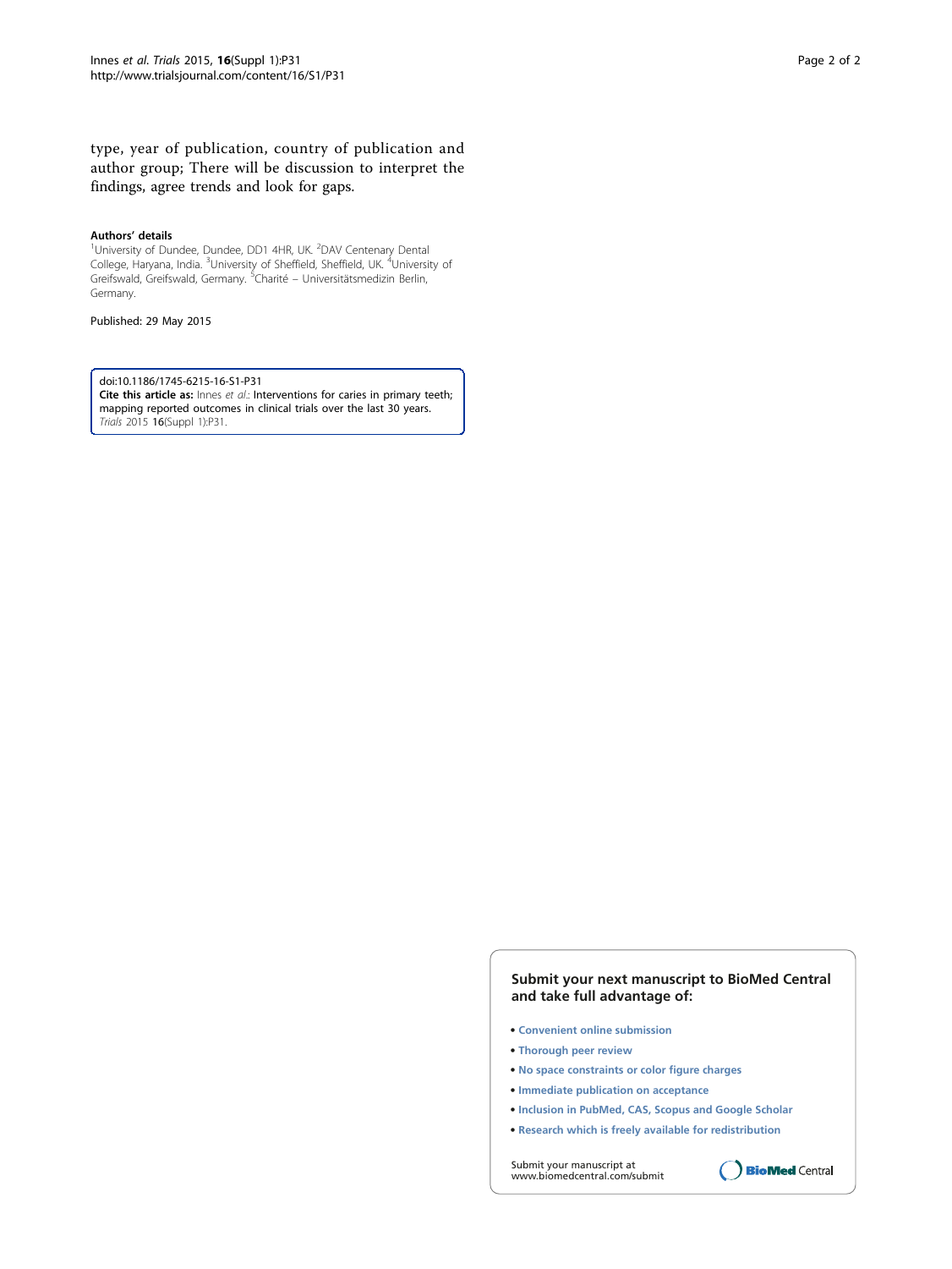type, year of publication, country of publication and author group; There will be discussion to interpret the findings, agree trends and look for gaps.

### Authors' details

[1]University of Dundee, Dundee, DD1 4HR, UK. [2]DAV Centenary Dental College, Haryana, India. [3]University of Sheffield, Sheffield, UK. [4]University of Greifswald, Greifswald, Germany. [5]Charité – Universitätsmedizin Berlin, Germany.

Published: 29 May 2015

doi:10.1186/1745-6215-16-S1-P31

**Cite this article as:** Innes *et al.*: Interventions for caries in primary teeth; mapping reported outcomes in clinical trials over the last 30 years. *Trials* 2015 **16**(Suppl 1):P31.

**Submit your next manuscript to BioMed Central and take full advantage of:**

- Convenient online submission
- Thorough peer review
- No space constraints or color figure charges
- Immediate publication on acceptance
- Inclusion in PubMed, CAS, Scopus and Google Scholar
- Research which is freely available for redistribution

Submit your manuscript at www.biomedcentral.com/submit

BioMed Central